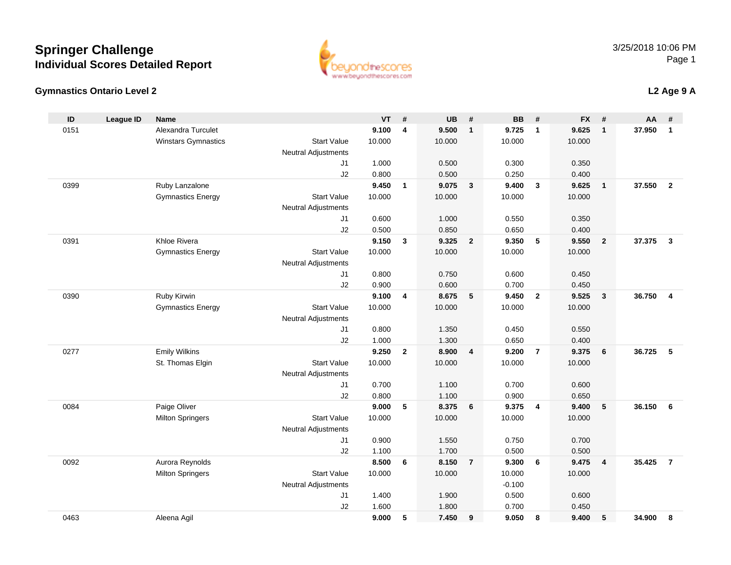# Springer Challenge

## Individual Scores Detailed Report

3/25/2018 10:06 PM

### Gymnastics Ontario Level 2

### L2 Age 9 A

| ID | League ID | Name | | VT | # | UB | # | BB | # | FX | # | AA | # |
|---|---|---|---|---|---|---|---|---|---|---|---|---|---|
| 0151 | | Alexandra Turculet | | **9.100** | **4** | **9.500** | **1** | **9.725** | **1** | **9.625** | **1** | **37.950** | **1** |
| | | Winstars Gymnastics | Start Value | 10.000 | | 10.000 | | 10.000 | | 10.000 | | | |
| | | | Neutral Adjustments | | | | | | | | | | |
| | | | J1 | 1.000 | | 0.500 | | 0.300 | | 0.350 | | | |
| | | | J2 | 0.800 | | 0.500 | | 0.250 | | 0.400 | | | |
| 0399 | | Ruby Lanzalone | | **9.450** | **1** | **9.075** | **3** | **9.400** | **3** | **9.625** | **1** | **37.550** | **2** |
| | | Gymnastics Energy | Start Value | 10.000 | | 10.000 | | 10.000 | | 10.000 | | | |
| | | | Neutral Adjustments | | | | | | | | | | |
| | | | J1 | 0.600 | | 1.000 | | 0.550 | | 0.350 | | | |
| | | | J2 | 0.500 | | 0.850 | | 0.650 | | 0.400 | | | |
| 0391 | | Khloe Rivera | | **9.150** | **3** | **9.325** | **2** | **9.350** | **5** | **9.550** | **2** | **37.375** | **3** |
| | | Gymnastics Energy | Start Value | 10.000 | | 10.000 | | 10.000 | | 10.000 | | | |
| | | | Neutral Adjustments | | | | | | | | | | |
| | | | J1 | 0.800 | | 0.750 | | 0.600 | | 0.450 | | | |
| | | | J2 | 0.900 | | 0.600 | | 0.700 | | 0.450 | | | |
| 0390 | | Ruby Kirwin | | **9.100** | **4** | **8.675** | **5** | **9.450** | **2** | **9.525** | **3** | **36.750** | **4** |
| | | Gymnastics Energy | Start Value | 10.000 | | 10.000 | | 10.000 | | 10.000 | | | |
| | | | Neutral Adjustments | | | | | | | | | | |
| | | | J1 | 0.800 | | 1.350 | | 0.450 | | 0.550 | | | |
| | | | J2 | 1.000 | | 1.300 | | 0.650 | | 0.400 | | | |
| 0277 | | Emily Wilkins | | **9.250** | **2** | **8.900** | **4** | **9.200** | **7** | **9.375** | **6** | **36.725** | **5** |
| | | St. Thomas Elgin | Start Value | 10.000 | | 10.000 | | 10.000 | | 10.000 | | | |
| | | | Neutral Adjustments | | | | | | | | | | |
| | | | J1 | 0.700 | | 1.100 | | 0.700 | | 0.600 | | | |
| | | | J2 | 0.800 | | 1.100 | | 0.900 | | 0.650 | | | |
| 0084 | | Paige Oliver | | **9.000** | **5** | **8.375** | **6** | **9.375** | **4** | **9.400** | **5** | **36.150** | **6** |
| | | Milton Springers | Start Value | 10.000 | | 10.000 | | 10.000 | | 10.000 | | | |
| | | | Neutral Adjustments | | | | | | | | | | |
| | | | J1 | 0.900 | | 1.550 | | 0.750 | | 0.700 | | | |
| | | | J2 | 1.100 | | 1.700 | | 0.500 | | 0.500 | | | |
| 0092 | | Aurora Reynolds | | **8.500** | **6** | **8.150** | **7** | **9.300** | **6** | **9.475** | **4** | **35.425** | **7** |
| | | Milton Springers | Start Value | 10.000 | | 10.000 | | 10.000 | | 10.000 | | | |
| | | | Neutral Adjustments | | | | | -0.100 | | | | | |
| | | | J1 | 1.400 | | 1.900 | | 0.500 | | 0.600 | | | |
| | | | J2 | 1.600 | | 1.800 | | 0.700 | | 0.450 | | | |
| 0463 | | Aleena Agil | | **9.000** | **5** | **7.450** | **9** | **9.050** | **8** | **9.400** | **5** | **34.900** | **8** |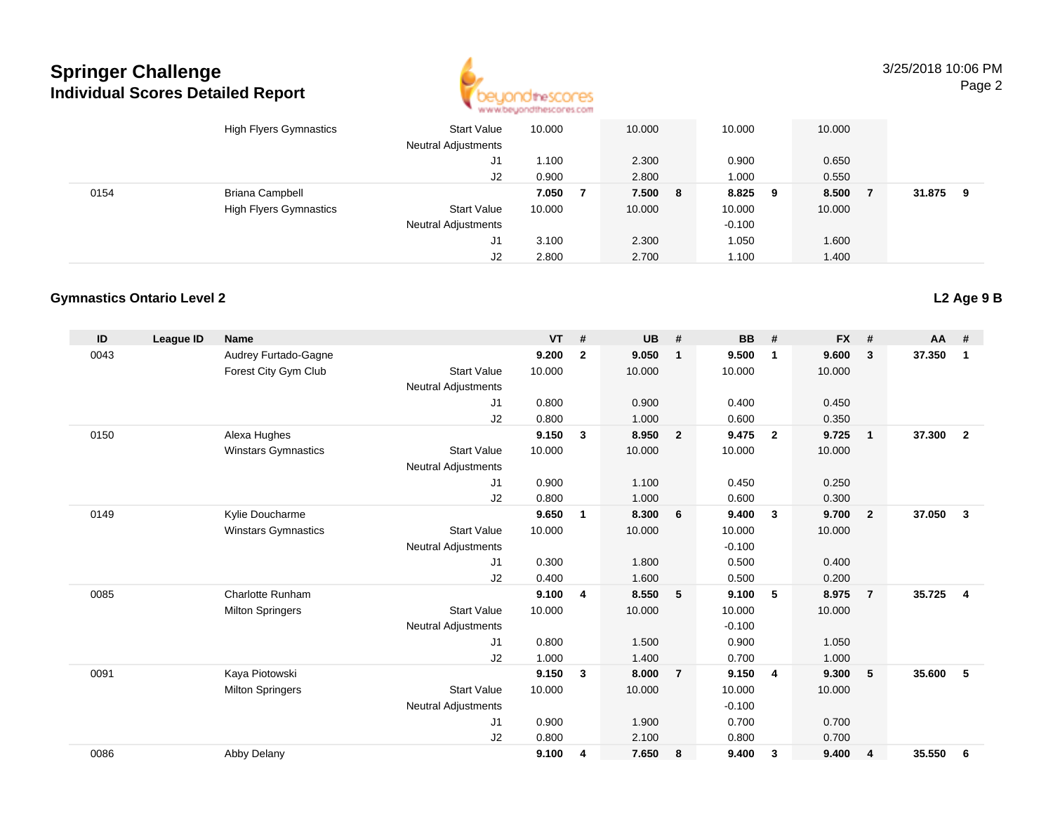Springer Challenge
Individual Scores Detailed Report

3/25/2018 10:06 PM

| ID | League ID | Name | | VT | # | UB | # | BB | # | FX | # | AA | # |
|---|---|---|---|---|---|---|---|---|---|---|---|---|---|
| | | High Flyers Gymnastics | Start Value | 10.000 | | 10.000 | | 10.000 | | 10.000 | | | |
| | | | Neutral Adjustments | | | | | | | | | | |
| | | | J1 | 1.100 | | 2.300 | | 0.900 | | 0.650 | | | |
| | | | J2 | 0.900 | | 2.800 | | 1.000 | | 0.550 | | | |
| 0154 | | Briana Campbell | | **7.050** | **7** | **7.500** | **8** | **8.825** | **9** | **8.500** | **7** | **31.875** | **9** |
| | | High Flyers Gymnastics | Start Value | 10.000 | | 10.000 | | 10.000 | | 10.000 | | | |
| | | | Neutral Adjustments | | | | | -0.100 | | | | | |
| | | | J1 | 3.100 | | 2.300 | | 1.050 | | 1.600 | | | |
| | | | J2 | 2.800 | | 2.700 | | 1.100 | | 1.400 | | | |

## Gymnastics Ontario Level 2

**L2 Age 9 B**

| ID | League ID | Name | | VT | # | UB | # | BB | # | FX | # | AA | # |
|---|---|---|---|---|---|---|---|---|---|---|---|---|---|
| 0043 | | Audrey Furtado-Gagne | | **9.200** | **2** | **9.050** | **1** | **9.500** | **1** | **9.600** | **3** | **37.350** | **1** |
| | | Forest City Gym Club | Start Value | 10.000 | | 10.000 | | 10.000 | | 10.000 | | | |
| | | | Neutral Adjustments | | | | | | | | | | |
| | | | J1 | 0.800 | | 0.900 | | 0.400 | | 0.450 | | | |
| | | | J2 | 0.800 | | 1.000 | | 0.600 | | 0.350 | | | |
| 0150 | | Alexa Hughes | | **9.150** | **3** | **8.950** | **2** | **9.475** | **2** | **9.725** | **1** | **37.300** | **2** |
| | | Winstars Gymnastics | Start Value | 10.000 | | 10.000 | | 10.000 | | 10.000 | | | |
| | | | Neutral Adjustments | | | | | | | | | | |
| | | | J1 | 0.900 | | 1.100 | | 0.450 | | 0.250 | | | |
| | | | J2 | 0.800 | | 1.000 | | 0.600 | | 0.300 | | | |
| 0149 | | Kylie Doucharme | | **9.650** | **1** | **8.300** | **6** | **9.400** | **3** | **9.700** | **2** | **37.050** | **3** |
| | | Winstars Gymnastics | Start Value | 10.000 | | 10.000 | | 10.000 | | 10.000 | | | |
| | | | Neutral Adjustments | | | | | -0.100 | | | | | |
| | | | J1 | 0.300 | | 1.800 | | 0.500 | | 0.400 | | | |
| | | | J2 | 0.400 | | 1.600 | | 0.500 | | 0.200 | | | |
| 0085 | | Charlotte Runham | | **9.100** | **4** | **8.550** | **5** | **9.100** | **5** | **8.975** | **7** | **35.725** | **4** |
| | | Milton Springers | Start Value | 10.000 | | 10.000 | | 10.000 | | 10.000 | | | |
| | | | Neutral Adjustments | | | | | -0.100 | | | | | |
| | | | J1 | 0.800 | | 1.500 | | 0.900 | | 1.050 | | | |
| | | | J2 | 1.000 | | 1.400 | | 0.700 | | 1.000 | | | |
| 0091 | | Kaya Piotowski | | **9.150** | **3** | **8.000** | **7** | **9.150** | **4** | **9.300** | **5** | **35.600** | **5** |
| | | Milton Springers | Start Value | 10.000 | | 10.000 | | 10.000 | | 10.000 | | | |
| | | | Neutral Adjustments | | | | | -0.100 | | | | | |
| | | | J1 | 0.900 | | 1.900 | | 0.700 | | 0.700 | | | |
| | | | J2 | 0.800 | | 2.100 | | 0.800 | | 0.700 | | | |
| 0086 | | Abby Delany | | **9.100** | **4** | **7.650** | **8** | **9.400** | **3** | **9.400** | **4** | **35.550** | **6** |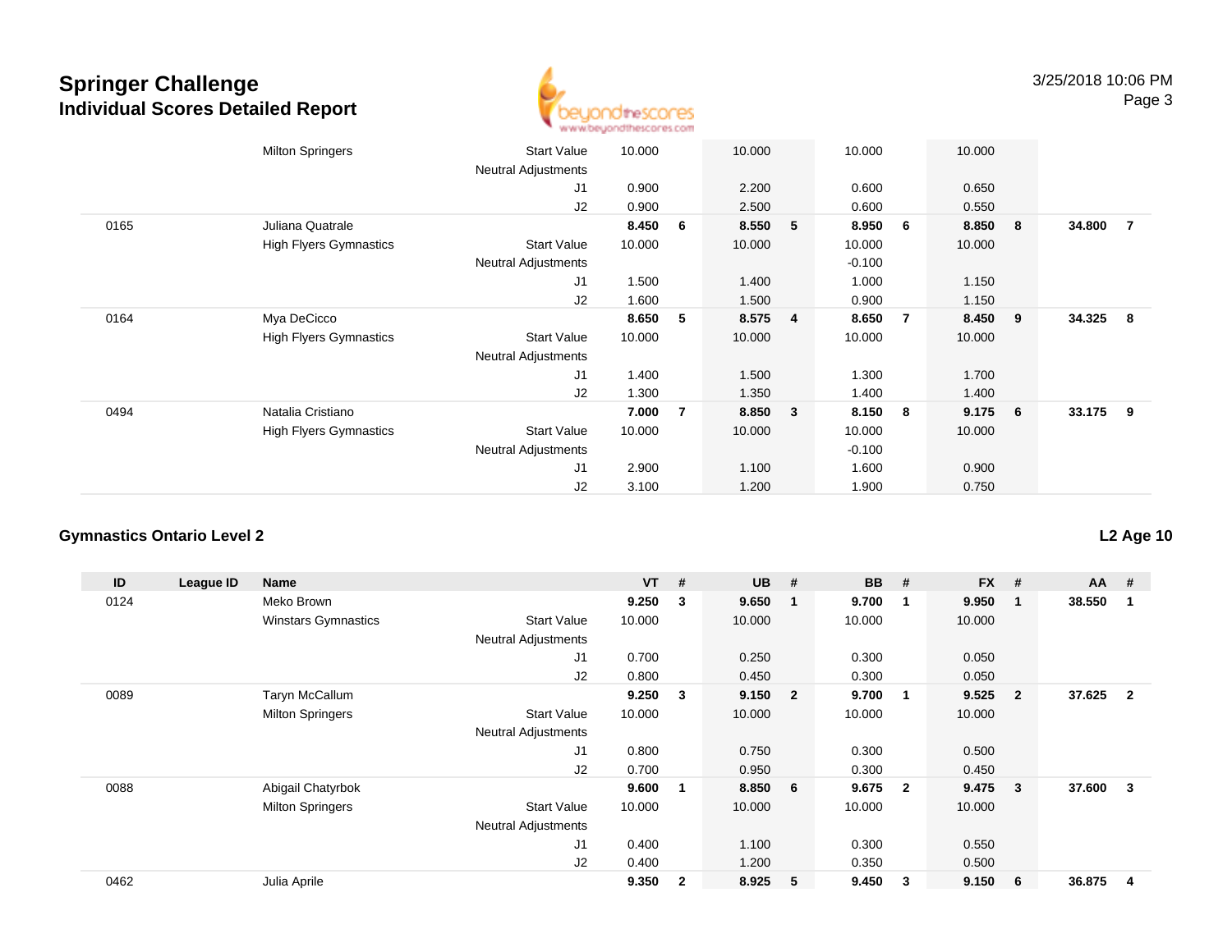# Springer Challenge
## Individual Scores Detailed Report

3/25/2018 10:06 PM

| ID | League ID | Name | | VT | # | UB | # | BB | # | FX | # | AA | # |
|---|---|---|---|---|---|---|---|---|---|---|---|---|---|
| | | Milton Springers | Start Value | 10.000 | | 10.000 | | 10.000 | | 10.000 | | | |
| | | | Neutral Adjustments | | | | | | | | | | |
| | | | J1 | 0.900 | | 2.200 | | 0.600 | | 0.650 | | | |
| | | | J2 | 0.900 | | 2.500 | | 0.600 | | 0.550 | | | |
| 0165 | | Juliana Quatrale | | **8.450** | **6** | **8.550** | **5** | **8.950** | **6** | **8.850** | **8** | **34.800** | **7** |
| | | High Flyers Gymnastics | Start Value | 10.000 | | 10.000 | | 10.000 | | 10.000 | | | |
| | | | Neutral Adjustments | | | | | -0.100 | | | | | |
| | | | J1 | 1.500 | | 1.400 | | 1.000 | | 1.150 | | | |
| | | | J2 | 1.600 | | 1.500 | | 0.900 | | 1.150 | | | |
| 0164 | | Mya DeCicco | | **8.650** | **5** | **8.575** | **4** | **8.650** | **7** | **8.450** | **9** | **34.325** | **8** |
| | | High Flyers Gymnastics | Start Value | 10.000 | | 10.000 | | 10.000 | | 10.000 | | | |
| | | | Neutral Adjustments | | | | | | | | | | |
| | | | J1 | 1.400 | | 1.500 | | 1.300 | | 1.700 | | | |
| | | | J2 | 1.300 | | 1.350 | | 1.400 | | 1.400 | | | |
| 0494 | | Natalia Cristiano | | **7.000** | **7** | **8.850** | **3** | **8.150** | **8** | **9.175** | **6** | **33.175** | **9** |
| | | High Flyers Gymnastics | Start Value | 10.000 | | 10.000 | | 10.000 | | 10.000 | | | |
| | | | Neutral Adjustments | | | | | -0.100 | | | | | |
| | | | J1 | 2.900 | | 1.100 | | 1.600 | | 0.900 | | | |
| | | | J2 | 3.100 | | 1.200 | | 1.900 | | 0.750 | | | |

### Gymnastics Ontario Level 2

**L2 Age 10**

| ID | League ID | Name | | VT | # | UB | # | BB | # | FX | # | AA | # |
|---|---|---|---|---|---|---|---|---|---|---|---|---|---|
| 0124 | | Meko Brown | | **9.250** | **3** | **9.650** | **1** | **9.700** | **1** | **9.950** | **1** | **38.550** | **1** |
| | | Winstars Gymnastics | Start Value | 10.000 | | 10.000 | | 10.000 | | 10.000 | | | |
| | | | Neutral Adjustments | | | | | | | | | | |
| | | | J1 | 0.700 | | 0.250 | | 0.300 | | 0.050 | | | |
| | | | J2 | 0.800 | | 0.450 | | 0.300 | | 0.050 | | | |
| 0089 | | Taryn McCallum | | **9.250** | **3** | **9.150** | **2** | **9.700** | **1** | **9.525** | **2** | **37.625** | **2** |
| | | Milton Springers | Start Value | 10.000 | | 10.000 | | 10.000 | | 10.000 | | | |
| | | | Neutral Adjustments | | | | | | | | | | |
| | | | J1 | 0.800 | | 0.750 | | 0.300 | | 0.500 | | | |
| | | | J2 | 0.700 | | 0.950 | | 0.300 | | 0.450 | | | |
| 0088 | | Abigail Chatyrbok | | **9.600** | **1** | **8.850** | **6** | **9.675** | **2** | **9.475** | **3** | **37.600** | **3** |
| | | Milton Springers | Start Value | 10.000 | | 10.000 | | 10.000 | | 10.000 | | | |
| | | | Neutral Adjustments | | | | | | | | | | |
| | | | J1 | 0.400 | | 1.100 | | 0.300 | | 0.550 | | | |
| | | | J2 | 0.400 | | 1.200 | | 0.350 | | 0.500 | | | |
| 0462 | | Julia Aprile | | **9.350** | **2** | **8.925** | **5** | **9.450** | **3** | **9.150** | **6** | **36.875** | **4** |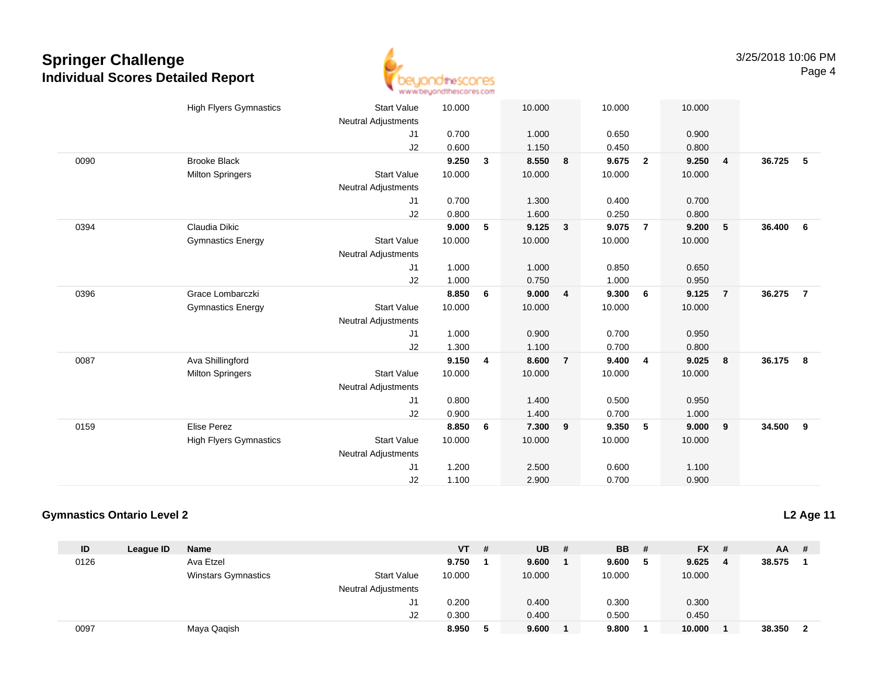# Springer Challenge
## Individual Scores Detailed Report

3/25/2018 10:06 PM

| ID | League ID | Name | | VT | # | UB | # | BB | # | FX | # | AA | # |
|---|---|---|---|---|---|---|---|---|---|---|---|---|---|
| | | High Flyers Gymnastics | Start Value | 10.000 | | 10.000 | | 10.000 | | 10.000 | | | |
| | | | Neutral Adjustments | | | | | | | | | | |
| | | | J1 | 0.700 | | 1.000 | | 0.650 | | 0.900 | | | |
| | | | J2 | 0.600 | | 1.150 | | 0.450 | | 0.800 | | | |
| 0090 | | Brooke Black | | **9.250** | **3** | **8.550** | **8** | **9.675** | **2** | **9.250** | **4** | **36.725** | **5** |
| | | Milton Springers | Start Value | 10.000 | | 10.000 | | 10.000 | | 10.000 | | | |
| | | | Neutral Adjustments | | | | | | | | | | |
| | | | J1 | 0.700 | | 1.300 | | 0.400 | | 0.700 | | | |
| | | | J2 | 0.800 | | 1.600 | | 0.250 | | 0.800 | | | |
| 0394 | | Claudia Dikic | | **9.000** | **5** | **9.125** | **3** | **9.075** | **7** | **9.200** | **5** | **36.400** | **6** |
| | | Gymnastics Energy | Start Value | 10.000 | | 10.000 | | 10.000 | | 10.000 | | | |
| | | | Neutral Adjustments | | | | | | | | | | |
| | | | J1 | 1.000 | | 1.000 | | 0.850 | | 0.650 | | | |
| | | | J2 | 1.000 | | 0.750 | | 1.000 | | 0.950 | | | |
| 0396 | | Grace Lombarczki | | **8.850** | **6** | **9.000** | **4** | **9.300** | **6** | **9.125** | **7** | **36.275** | **7** |
| | | Gymnastics Energy | Start Value | 10.000 | | 10.000 | | 10.000 | | 10.000 | | | |
| | | | Neutral Adjustments | | | | | | | | | | |
| | | | J1 | 1.000 | | 0.900 | | 0.700 | | 0.950 | | | |
| | | | J2 | 1.300 | | 1.100 | | 0.700 | | 0.800 | | | |
| 0087 | | Ava Shillingford | | **9.150** | **4** | **8.600** | **7** | **9.400** | **4** | **9.025** | **8** | **36.175** | **8** |
| | | Milton Springers | Start Value | 10.000 | | 10.000 | | 10.000 | | 10.000 | | | |
| | | | Neutral Adjustments | | | | | | | | | | |
| | | | J1 | 0.800 | | 1.400 | | 0.500 | | 0.950 | | | |
| | | | J2 | 0.900 | | 1.400 | | 0.700 | | 1.000 | | | |
| 0159 | | Elise Perez | | **8.850** | **6** | **7.300** | **9** | **9.350** | **5** | **9.000** | **9** | **34.500** | **9** |
| | | High Flyers Gymnastics | Start Value | 10.000 | | 10.000 | | 10.000 | | 10.000 | | | |
| | | | Neutral Adjustments | | | | | | | | | | |
| | | | J1 | 1.200 | | 2.500 | | 0.600 | | 1.100 | | | |
| | | | J2 | 1.100 | | 2.900 | | 0.700 | | 0.900 | | | |

### Gymnastics Ontario Level 2

**L2 Age 11**

| ID | League ID | Name | | VT | # | UB | # | BB | # | FX | # | AA | # |
|---|---|---|---|---|---|---|---|---|---|---|---|---|---|
| 0126 | | Ava Etzel | | **9.750** | **1** | **9.600** | **1** | **9.600** | **5** | **9.625** | **4** | **38.575** | **1** |
| | | Winstars Gymnastics | Start Value | 10.000 | | 10.000 | | 10.000 | | 10.000 | | | |
| | | | Neutral Adjustments | | | | | | | | | | |
| | | | J1 | 0.200 | | 0.400 | | 0.300 | | 0.300 | | | |
| | | | J2 | 0.300 | | 0.400 | | 0.500 | | 0.450 | | | |
| 0097 | | Maya Qaqish | | **8.950** | **5** | **9.600** | **1** | **9.800** | **1** | **10.000** | **1** | **38.350** | **2** |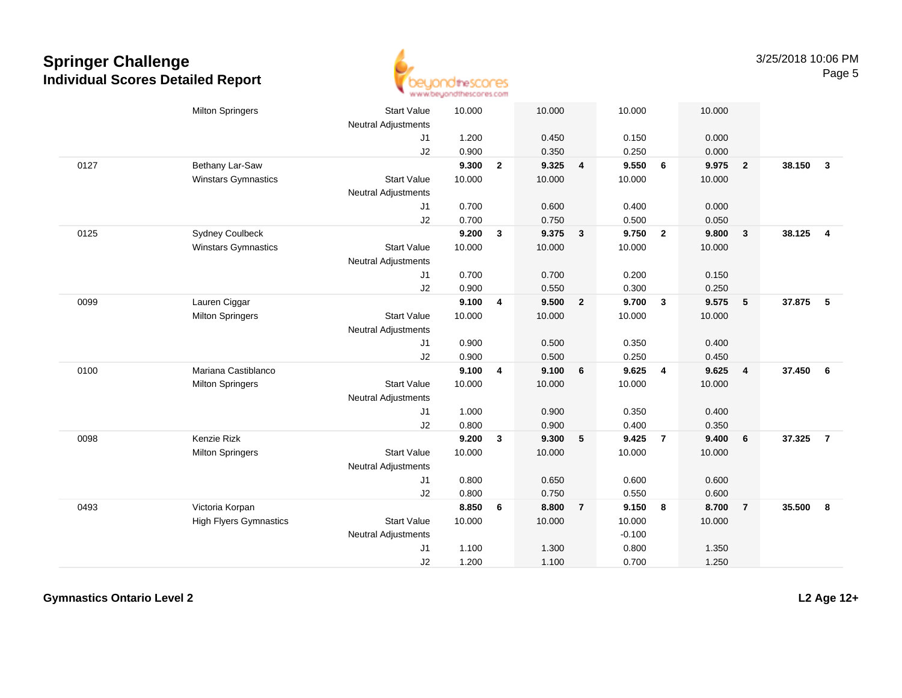# Springer Challenge
## Individual Scores Detailed Report

| | | | | | | | | | | | | |
|---|---|---|---|---|---|---|---|---|---|---|---|---|
| | Milton Springers | Start Value | 10.000 | | 10.000 | | 10.000 | | 10.000 | | | |
| | | Neutral Adjustments | | | | | | | | | | |
| | | J1 | 1.200 | | 0.450 | | 0.150 | | 0.000 | | | |
| | | J2 | 0.900 | | 0.350 | | 0.250 | | 0.000 | | | |
| 0127 | Bethany Lar-Saw | | **9.300** | **2** | **9.325** | **4** | **9.550** | **6** | **9.975** | **2** | **38.150** | **3** |
| | Winstars Gymnastics | Start Value | 10.000 | | 10.000 | | 10.000 | | 10.000 | | | |
| | | Neutral Adjustments | | | | | | | | | | |
| | | J1 | 0.700 | | 0.600 | | 0.400 | | 0.000 | | | |
| | | J2 | 0.700 | | 0.750 | | 0.500 | | 0.050 | | | |
| 0125 | Sydney Coulbeck | | **9.200** | **3** | **9.375** | **3** | **9.750** | **2** | **9.800** | **3** | **38.125** | **4** |
| | Winstars Gymnastics | Start Value | 10.000 | | 10.000 | | 10.000 | | 10.000 | | | |
| | | Neutral Adjustments | | | | | | | | | | |
| | | J1 | 0.700 | | 0.700 | | 0.200 | | 0.150 | | | |
| | | J2 | 0.900 | | 0.550 | | 0.300 | | 0.250 | | | |
| 0099 | Lauren Ciggar | | **9.100** | **4** | **9.500** | **2** | **9.700** | **3** | **9.575** | **5** | **37.875** | **5** |
| | Milton Springers | Start Value | 10.000 | | 10.000 | | 10.000 | | 10.000 | | | |
| | | Neutral Adjustments | | | | | | | | | | |
| | | J1 | 0.900 | | 0.500 | | 0.350 | | 0.400 | | | |
| | | J2 | 0.900 | | 0.500 | | 0.250 | | 0.450 | | | |
| 0100 | Mariana Castiblanco | | **9.100** | **4** | **9.100** | **6** | **9.625** | **4** | **9.625** | **4** | **37.450** | **6** |
| | Milton Springers | Start Value | 10.000 | | 10.000 | | 10.000 | | 10.000 | | | |
| | | Neutral Adjustments | | | | | | | | | | |
| | | J1 | 1.000 | | 0.900 | | 0.350 | | 0.400 | | | |
| | | J2 | 0.800 | | 0.900 | | 0.400 | | 0.350 | | | |
| 0098 | Kenzie Rizk | | **9.200** | **3** | **9.300** | **5** | **9.425** | **7** | **9.400** | **6** | **37.325** | **7** |
| | Milton Springers | Start Value | 10.000 | | 10.000 | | 10.000 | | 10.000 | | | |
| | | Neutral Adjustments | | | | | | | | | | |
| | | J1 | 0.800 | | 0.650 | | 0.600 | | 0.600 | | | |
| | | J2 | 0.800 | | 0.750 | | 0.550 | | 0.600 | | | |
| 0493 | Victoria Korpan | | **8.850** | **6** | **8.800** | **7** | **9.150** | **8** | **8.700** | **7** | **35.500** | **8** |
| | High Flyers Gymnastics | Start Value | 10.000 | | 10.000 | | 10.000 | | 10.000 | | | |
| | | Neutral Adjustments | | | | | -0.100 | | | | | |
| | | J1 | 1.100 | | 1.300 | | 0.800 | | 1.350 | | | |
| | | J2 | 1.200 | | 1.100 | | 0.700 | | 1.250 | | | |

**Gymnastics Ontario Level 2** **L2 Age 12+**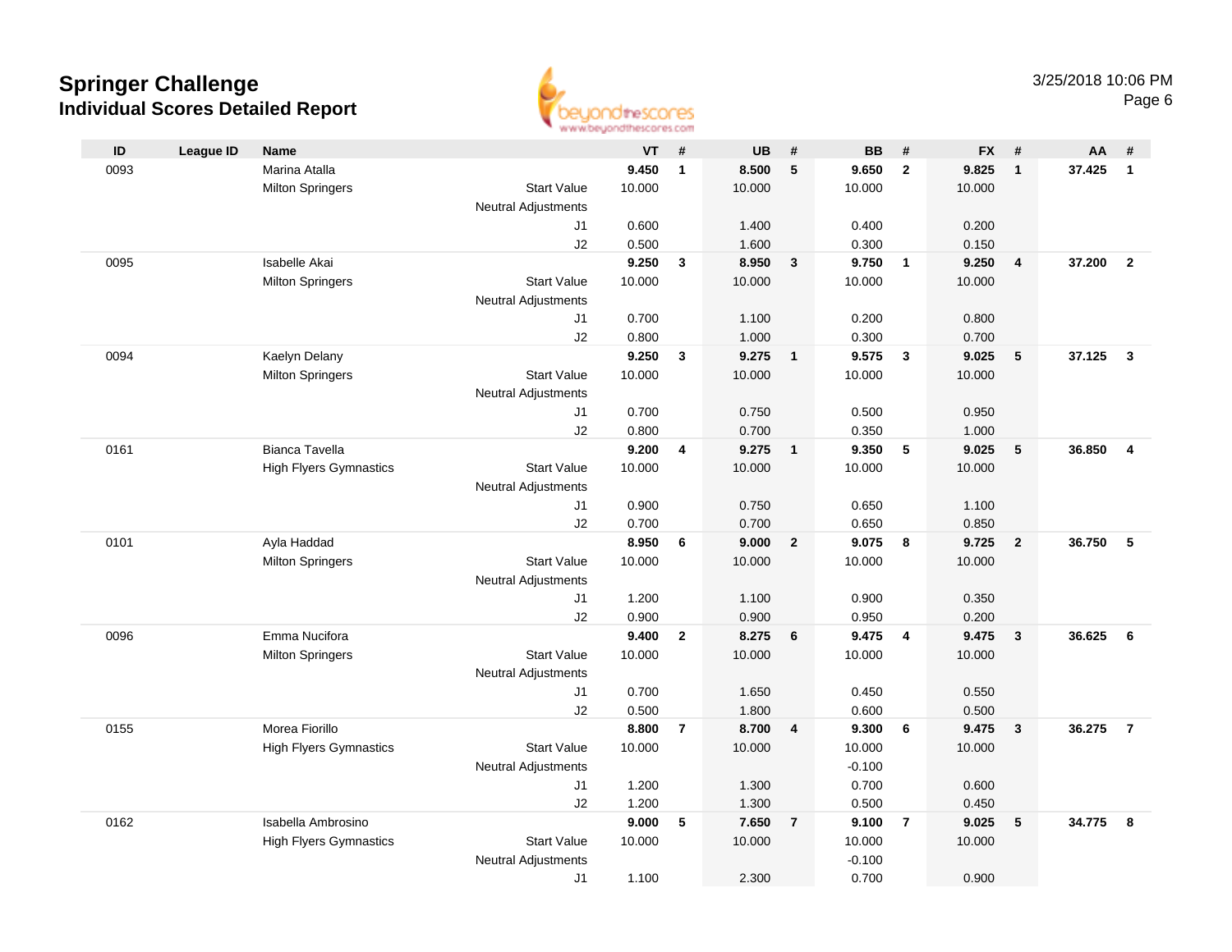# Springer Challenge
## Individual Scores Detailed Report

3/25/2018 10:06 PM

| ID | League ID | Name | | VT | # | UB | # | BB | # | FX | # | AA | # |
|---|---|---|---|---|---|---|---|---|---|---|---|---|---|
| 0093 | | Marina Atalla | | **9.450** | **1** | **8.500** | **5** | **9.650** | **2** | **9.825** | **1** | **37.425** | **1** |
| | | Milton Springers | Start Value | 10.000 | | 10.000 | | 10.000 | | 10.000 | | | |
| | | | Neutral Adjustments | | | | | | | | | | |
| | | | J1 | 0.600 | | 1.400 | | 0.400 | | 0.200 | | | |
| | | | J2 | 0.500 | | 1.600 | | 0.300 | | 0.150 | | | |
| 0095 | | Isabelle Akai | | **9.250** | **3** | **8.950** | **3** | **9.750** | **1** | **9.250** | **4** | **37.200** | **2** |
| | | Milton Springers | Start Value | 10.000 | | 10.000 | | 10.000 | | 10.000 | | | |
| | | | Neutral Adjustments | | | | | | | | | | |
| | | | J1 | 0.700 | | 1.100 | | 0.200 | | 0.800 | | | |
| | | | J2 | 0.800 | | 1.000 | | 0.300 | | 0.700 | | | |
| 0094 | | Kaelyn Delany | | **9.250** | **3** | **9.275** | **1** | **9.575** | **3** | **9.025** | **5** | **37.125** | **3** |
| | | Milton Springers | Start Value | 10.000 | | 10.000 | | 10.000 | | 10.000 | | | |
| | | | Neutral Adjustments | | | | | | | | | | |
| | | | J1 | 0.700 | | 0.750 | | 0.500 | | 0.950 | | | |
| | | | J2 | 0.800 | | 0.700 | | 0.350 | | 1.000 | | | |
| 0161 | | Bianca Tavella | | **9.200** | **4** | **9.275** | **1** | **9.350** | **5** | **9.025** | **5** | **36.850** | **4** |
| | | High Flyers Gymnastics | Start Value | 10.000 | | 10.000 | | 10.000 | | 10.000 | | | |
| | | | Neutral Adjustments | | | | | | | | | | |
| | | | J1 | 0.900 | | 0.750 | | 0.650 | | 1.100 | | | |
| | | | J2 | 0.700 | | 0.700 | | 0.650 | | 0.850 | | | |
| 0101 | | Ayla Haddad | | **8.950** | **6** | **9.000** | **2** | **9.075** | **8** | **9.725** | **2** | **36.750** | **5** |
| | | Milton Springers | Start Value | 10.000 | | 10.000 | | 10.000 | | 10.000 | | | |
| | | | Neutral Adjustments | | | | | | | | | | |
| | | | J1 | 1.200 | | 1.100 | | 0.900 | | 0.350 | | | |
| | | | J2 | 0.900 | | 0.900 | | 0.950 | | 0.200 | | | |
| 0096 | | Emma Nucifora | | **9.400** | **2** | **8.275** | **6** | **9.475** | **4** | **9.475** | **3** | **36.625** | **6** |
| | | Milton Springers | Start Value | 10.000 | | 10.000 | | 10.000 | | 10.000 | | | |
| | | | Neutral Adjustments | | | | | | | | | | |
| | | | J1 | 0.700 | | 1.650 | | 0.450 | | 0.550 | | | |
| | | | J2 | 0.500 | | 1.800 | | 0.600 | | 0.500 | | | |
| 0155 | | Morea Fiorillo | | **8.800** | **7** | **8.700** | **4** | **9.300** | **6** | **9.475** | **3** | **36.275** | **7** |
| | | High Flyers Gymnastics | Start Value | 10.000 | | 10.000 | | 10.000 | | 10.000 | | | |
| | | | Neutral Adjustments | | | | | -0.100 | | | | | |
| | | | J1 | 1.200 | | 1.300 | | 0.700 | | 0.600 | | | |
| | | | J2 | 1.200 | | 1.300 | | 0.500 | | 0.450 | | | |
| 0162 | | Isabella Ambrosino | | **9.000** | **5** | **7.650** | **7** | **9.100** | **7** | **9.025** | **5** | **34.775** | **8** |
| | | High Flyers Gymnastics | Start Value | 10.000 | | 10.000 | | 10.000 | | 10.000 | | | |
| | | | Neutral Adjustments | | | | | -0.100 | | | | | |
| | | | J1 | 1.100 | | 2.300 | | 0.700 | | 0.900 | | | |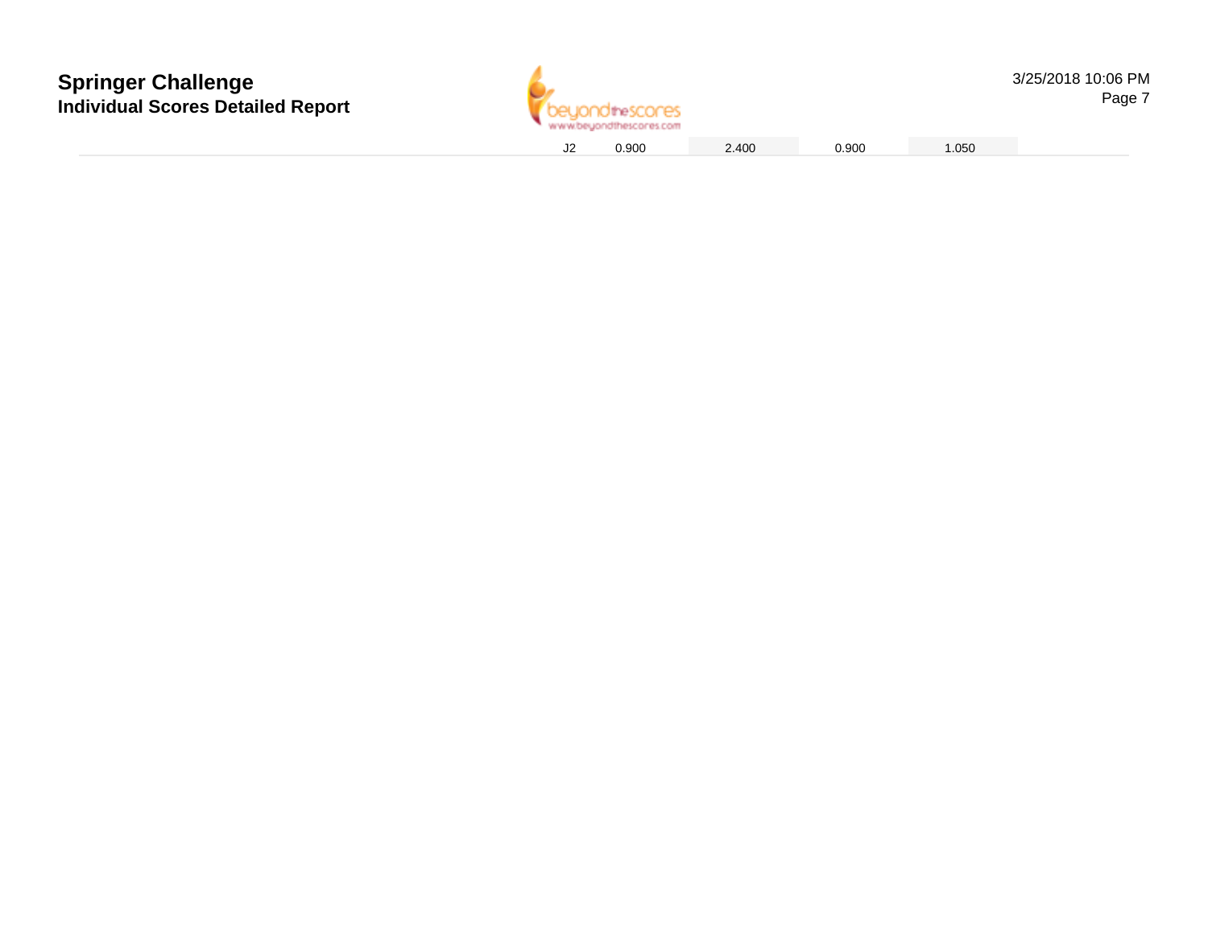| | | | | |
|---|---|---|---|---|
| J2 | 0.900 | 2.400 | 0.900 | 1.050 |